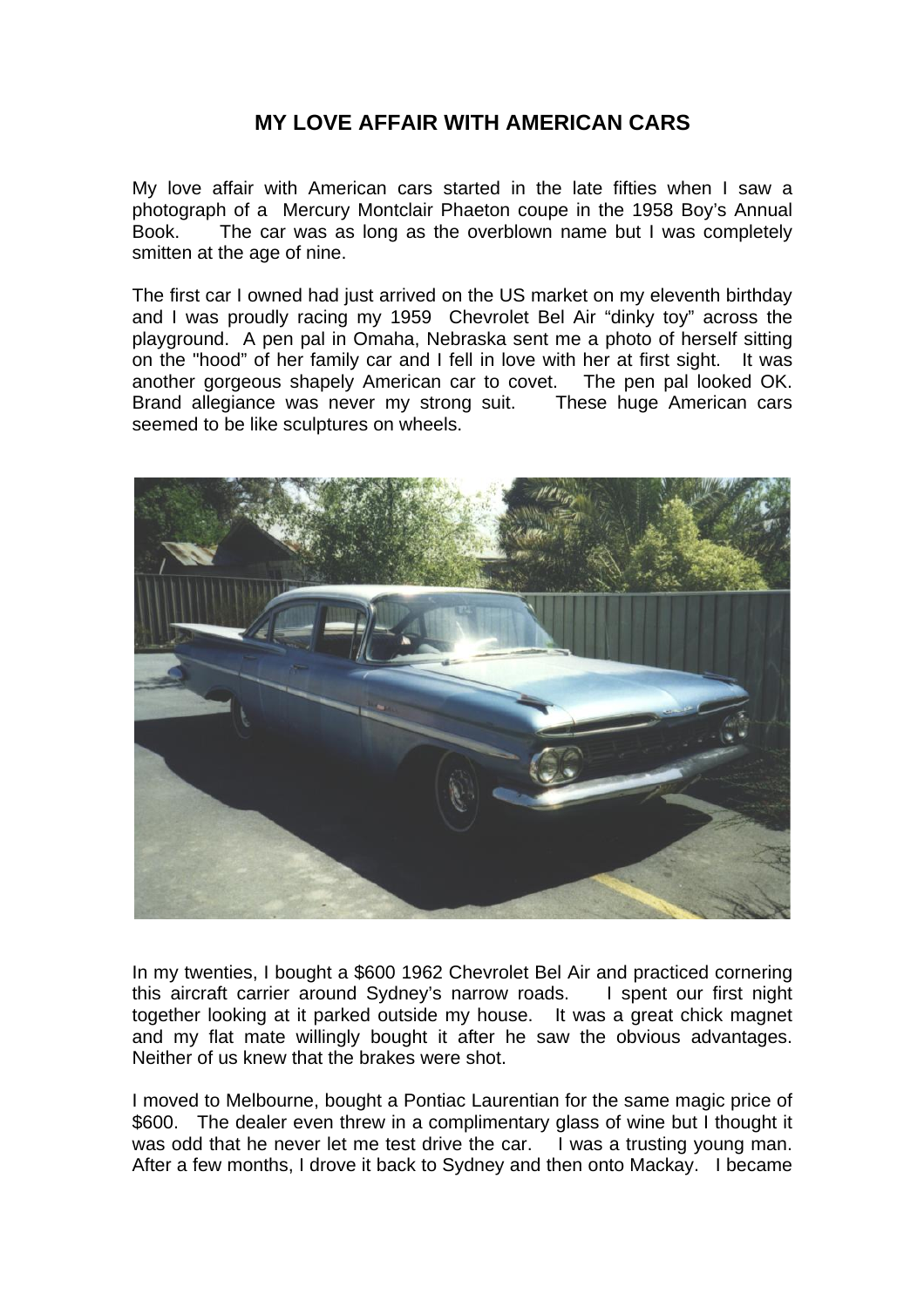# MY LOVE AFFAIR WITH AMERICAN CARS

My love affair with American cars started in the late fifties when I saw a photograph of a Mercury Montclair Phaeton coupe in the 1958 Boy's Annual Book. The car was as long as the overblown name but I was completely smitten at the age of nine.

The first car I owned had just arrived on the US market on my eleventh birthday and I was proudly racing my 1959 Chevrolet Bel Air "dinky toy" across the playground. A pen pal in Omaha, Nebraska sent me a photo of herself sitting on the "hood" of her family car and I fell in love with her at first sight. It was another gorgeous shapely American car to covet. The pen pal looked OK. Brand allegiance was never my strong suit. These huge American cars seemed to be like sculptures on wheels.

In my twenties, I bought a $600 1962 Chevrolet Bel Air and practiced cornering this aircraft carrier around Sydney's narrow roads. I spent our first night together looking at it parked outside my house. It was a great chick magnet and my flat mate willingly bought it after he saw the obvious advantages. Neither of us knew that the brakes were shot.

I moved to Melbourne, bought a Pontiac Laurentian for the same magic price of $600. The dealer even threw in a complimentary glass of wine but I thought it was odd that he never let me test drive the car. I was a trusting young man. After a few months, I drove it back to Sydney and then onto Mackay. I became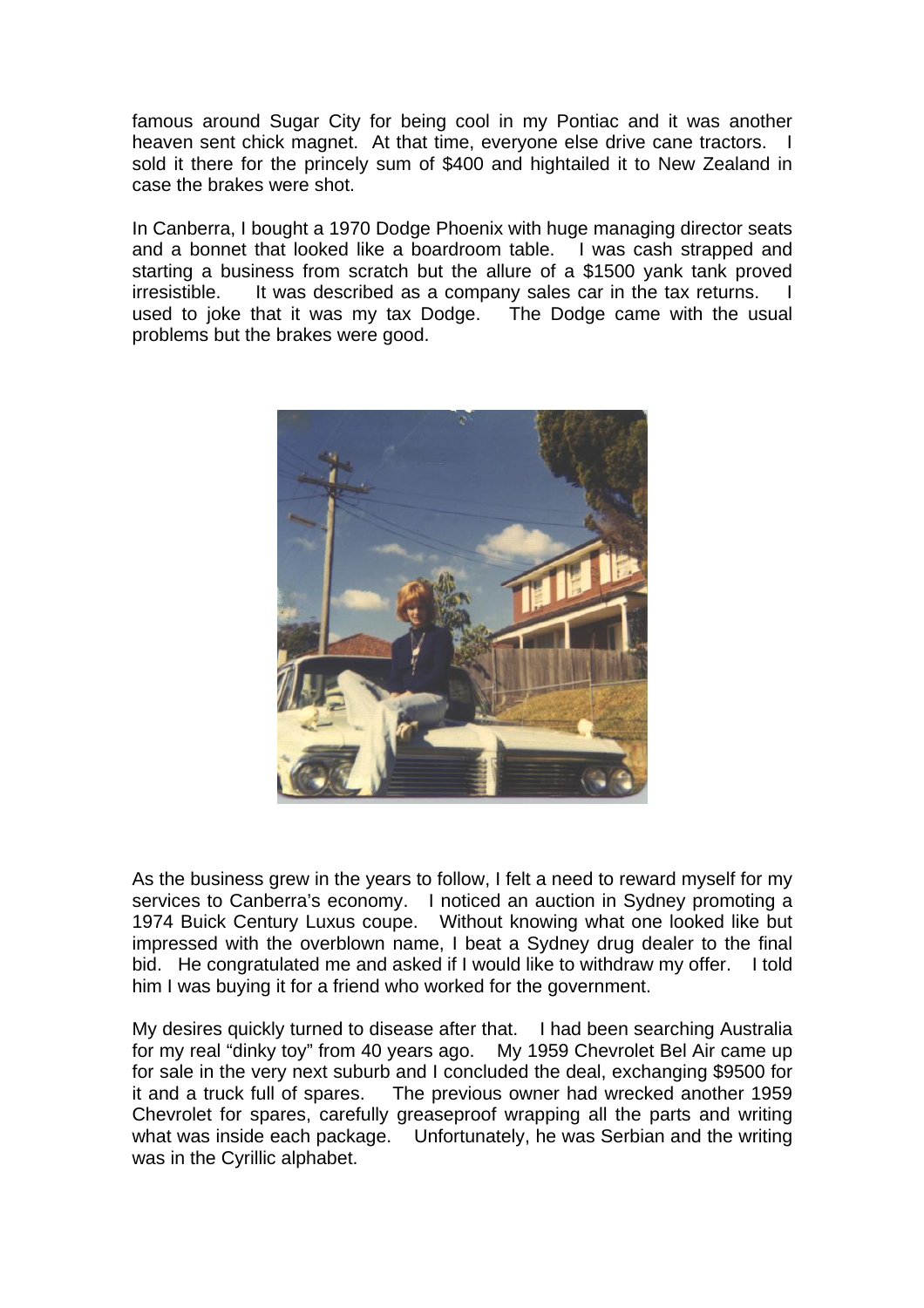famous around Sugar City for being cool in my Pontiac and it was another heaven sent chick magnet. At that time, everyone else drive cane tractors. I sold it there for the princely sum of $400 and hightailed it to New Zealand in case the brakes were shot.

In Canberra, I bought a 1970 Dodge Phoenix with huge managing director seats and a bonnet that looked like a boardroom table. I was cash strapped and starting a business from scratch but the allure of a $1500 yank tank proved irresistible. It was described as a company sales car in the tax returns. I used to joke that it was my tax Dodge. The Dodge came with the usual problems but the brakes were good.

As the business grew in the years to follow, I felt a need to reward myself for my services to Canberra's economy. I noticed an auction in Sydney promoting a 1974 Buick Century Luxus coupe. Without knowing what one looked like but impressed with the overblown name, I beat a Sydney drug dealer to the final bid. He congratulated me and asked if I would like to withdraw my offer. I told him I was buying it for a friend who worked for the government.

My desires quickly turned to disease after that. I had been searching Australia for my real "dinky toy" from 40 years ago. My 1959 Chevrolet Bel Air came up for sale in the very next suburb and I concluded the deal, exchanging $9500 for it and a truck full of spares. The previous owner had wrecked another 1959 Chevrolet for spares, carefully greaseproof wrapping all the parts and writing what was inside each package. Unfortunately, he was Serbian and the writing was in the Cyrillic alphabet.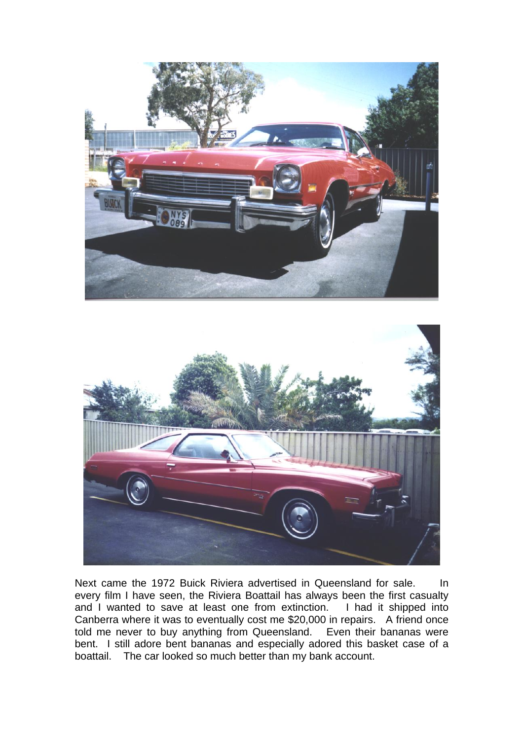Next came the 1972 Buick Riviera advertised in Queensland for sale. In every film I have seen, the Riviera Boattail has always been the first casualty and I wanted to save at least one from extinction. I had it shipped into Canberra where it was to eventually cost me $20,000 in repairs. A friend once told me never to buy anything from Queensland. Even their bananas were bent. I still adore bent bananas and especially adored this basket case of a boattail. The car looked so much better than my bank account.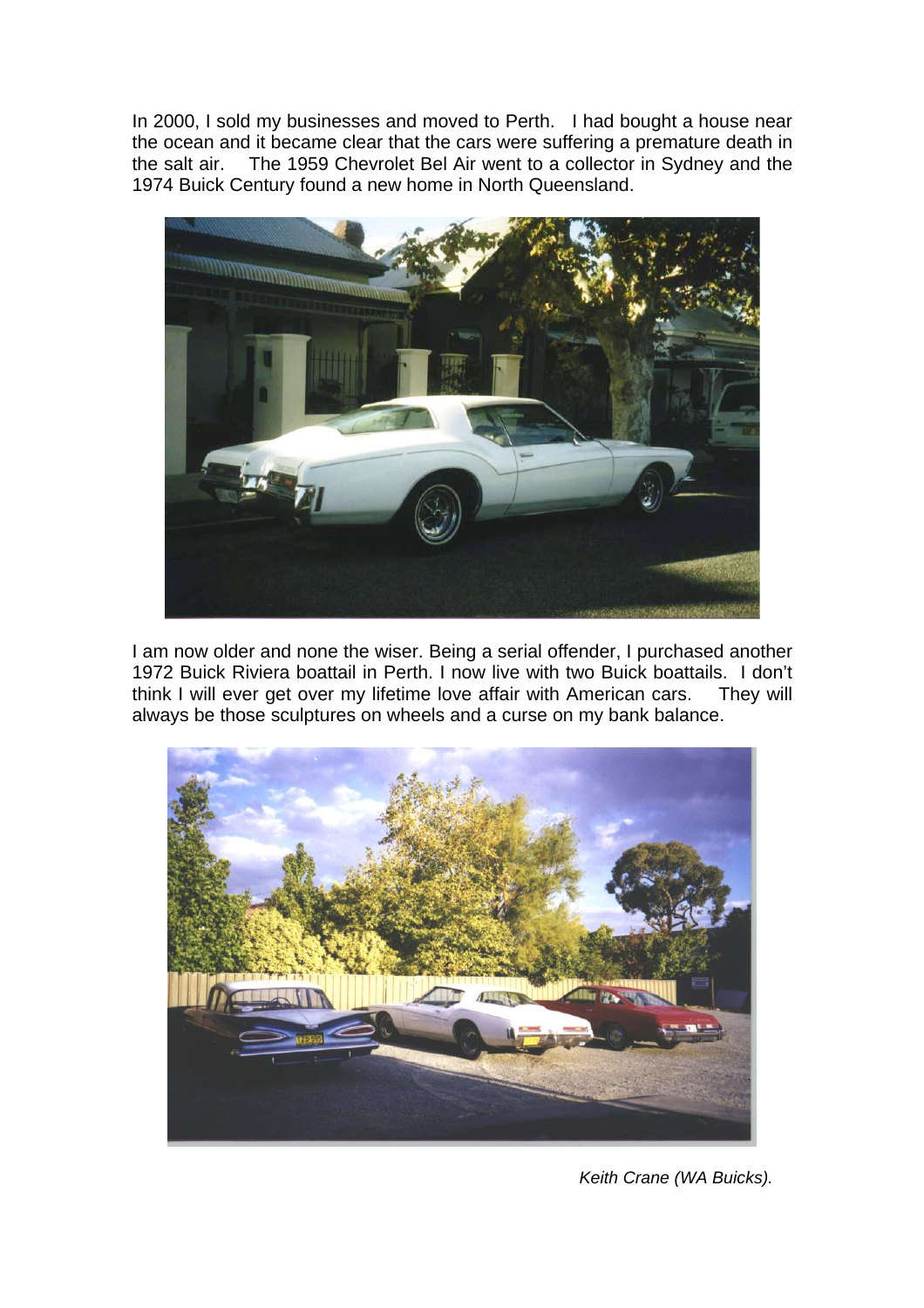In 2000, I sold my businesses and moved to Perth. I had bought a house near the ocean and it became clear that the cars were suffering a premature death in the salt air. The 1959 Chevrolet Bel Air went to a collector in Sydney and the 1974 Buick Century found a new home in North Queensland.

I am now older and none the wiser. Being a serial offender, I purchased another 1972 Buick Riviera boattail in Perth. I now live with two Buick boattails. I don't think I will ever get over my lifetime love affair with American cars. They will always be those sculptures on wheels and a curse on my bank balance.

*Keith Crane (WA Buicks).*